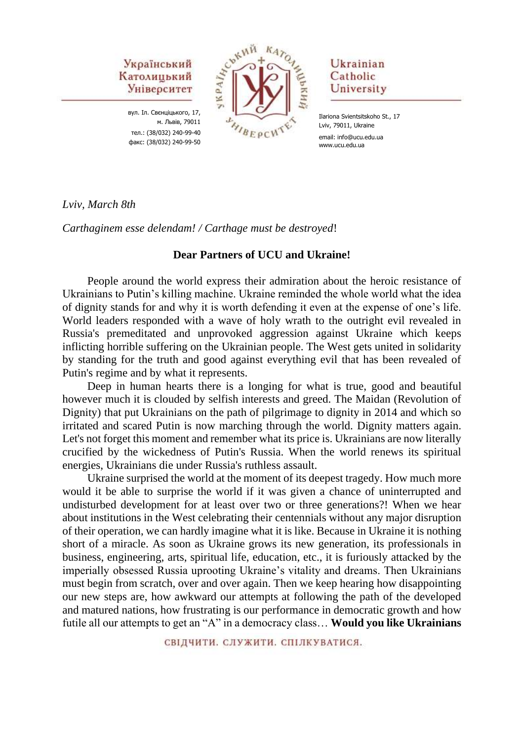Український Католицький Університет

вул. Іл. Свєнціцького, 17,
м. Львів, 79011
тел.: (38/032) 240-99-40
факс: (38/032) 240-99-50

Ukrainian Catholic University

Ilariona Svientsitskoho St., 17
Lviv, 79011, Ukraine
email: info@ucu.edu.ua
www.ucu.edu.ua

*Lviv, March 8th*

*Carthaginem esse delendam! / Carthage must be destroyed*!

**Dear Partners of UCU and Ukraine!**

People around the world express their admiration about the heroic resistance of Ukrainians to Putin's killing machine. Ukraine reminded the whole world what the idea of dignity stands for and why it is worth defending it even at the expense of one's life. World leaders responded with a wave of holy wrath to the outright evil revealed in Russia's premeditated and unprovoked aggression against Ukraine which keeps inflicting horrible suffering on the Ukrainian people. The West gets united in solidarity by standing for the truth and good against everything evil that has been revealed of Putin's regime and by what it represents.

Deep in human hearts there is a longing for what is true, good and beautiful however much it is clouded by selfish interests and greed. The Maidan (Revolution of Dignity) that put Ukrainians on the path of pilgrimage to dignity in 2014 and which so irritated and scared Putin is now marching through the world. Dignity matters again. Let's not forget this moment and remember what its price is. Ukrainians are now literally crucified by the wickedness of Putin's Russia. When the world renews its spiritual energies, Ukrainians die under Russia's ruthless assault.

Ukraine surprised the world at the moment of its deepest tragedy. How much more would it be able to surprise the world if it was given a chance of uninterrupted and undisturbed development for at least over two or three generations?! When we hear about institutions in the West celebrating their centennials without any major disruption of their operation, we can hardly imagine what it is like. Because in Ukraine it is nothing short of a miracle. As soon as Ukraine grows its new generation, its professionals in business, engineering, arts, spiritual life, education, etc., it is furiously attacked by the imperially obsessed Russia uprooting Ukraine's vitality and dreams. Then Ukrainians must begin from scratch, over and over again. Then we keep hearing how disappointing our new steps are, how awkward our attempts at following the path of the developed and matured nations, how frustrating is our performance in democratic growth and how futile all our attempts to get an "A" in a democracy class… **Would you like Ukrainians**

СВІДЧИТИ. СЛУЖИТИ. СПІЛКУВАТИСЯ.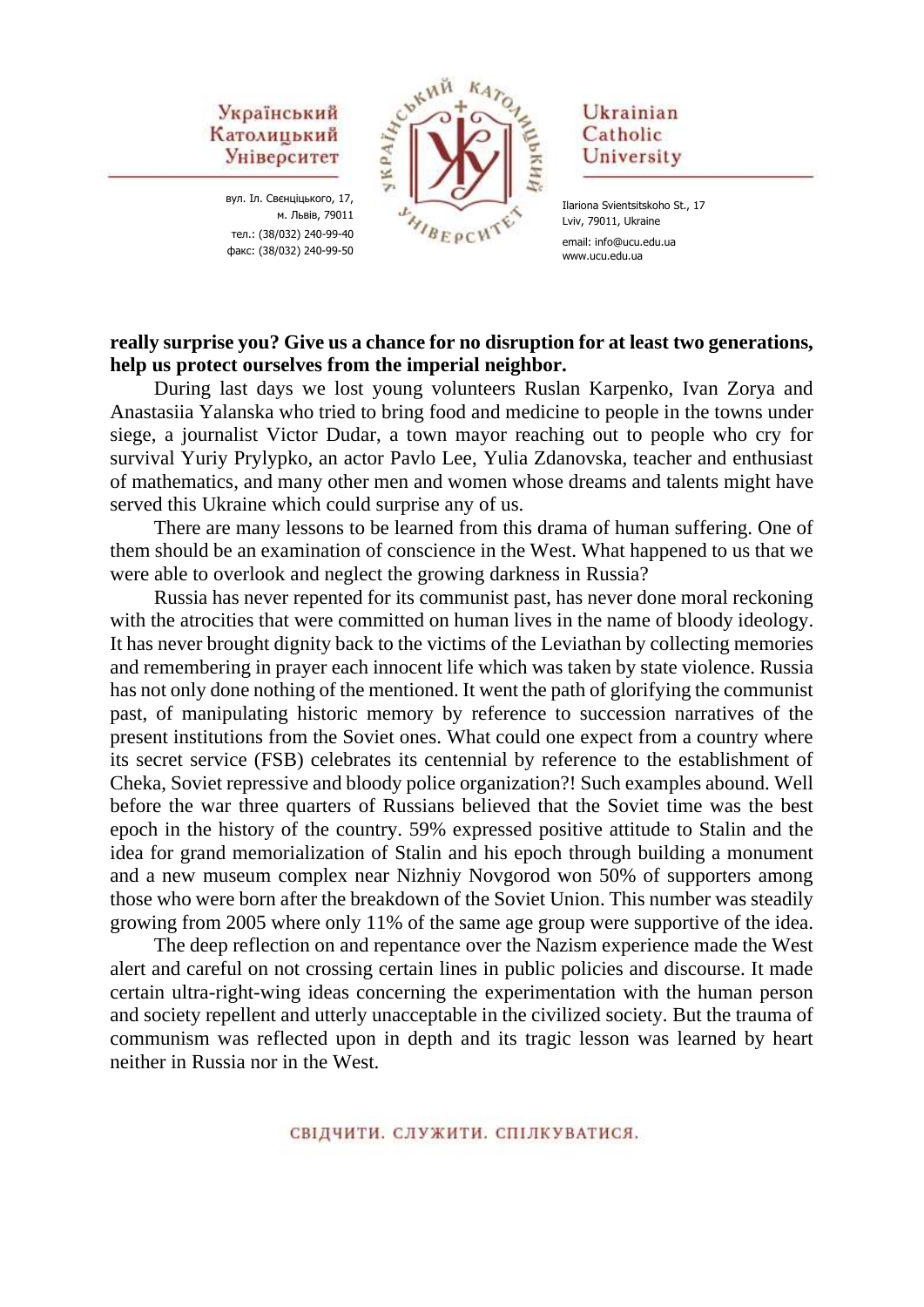**really surprise you? Give us a chance for no disruption for at least two generations, help us protect ourselves from the imperial neighbor.**

During last days we lost young volunteers Ruslan Karpenko, Ivan Zorya and Anastasiia Yalanska who tried to bring food and medicine to people in the towns under siege, a journalist Victor Dudar, a town mayor reaching out to people who cry for survival Yuriy Prylypko, an actor Pavlo Lee, Yulia Zdanovska, teacher and enthusiast of mathematics, and many other men and women whose dreams and talents might have served this Ukraine which could surprise any of us.

There are many lessons to be learned from this drama of human suffering. One of them should be an examination of conscience in the West. What happened to us that we were able to overlook and neglect the growing darkness in Russia?

Russia has never repented for its communist past, has never done moral reckoning with the atrocities that were committed on human lives in the name of bloody ideology. It has never brought dignity back to the victims of the Leviathan by collecting memories and remembering in prayer each innocent life which was taken by state violence. Russia has not only done nothing of the mentioned. It went the path of glorifying the communist past, of manipulating historic memory by reference to succession narratives of the present institutions from the Soviet ones. What could one expect from a country where its secret service (FSB) celebrates its centennial by reference to the establishment of Cheka, Soviet repressive and bloody police organization?! Such examples abound. Well before the war three quarters of Russians believed that the Soviet time was the best epoch in the history of the country. 59% expressed positive attitude to Stalin and the idea for grand memorialization of Stalin and his epoch through building a monument and a new museum complex near Nizhniy Novgorod won 50% of supporters among those who were born after the breakdown of the Soviet Union. This number was steadily growing from 2005 where only 11% of the same age group were supportive of the idea.

The deep reflection on and repentance over the Nazism experience made the West alert and careful on not crossing certain lines in public policies and discourse. It made certain ultra-right-wing ideas concerning the experimentation with the human person and society repellent and utterly unacceptable in the civilized society. But the trauma of communism was reflected upon in depth and its tragic lesson was learned by heart neither in Russia nor in the West.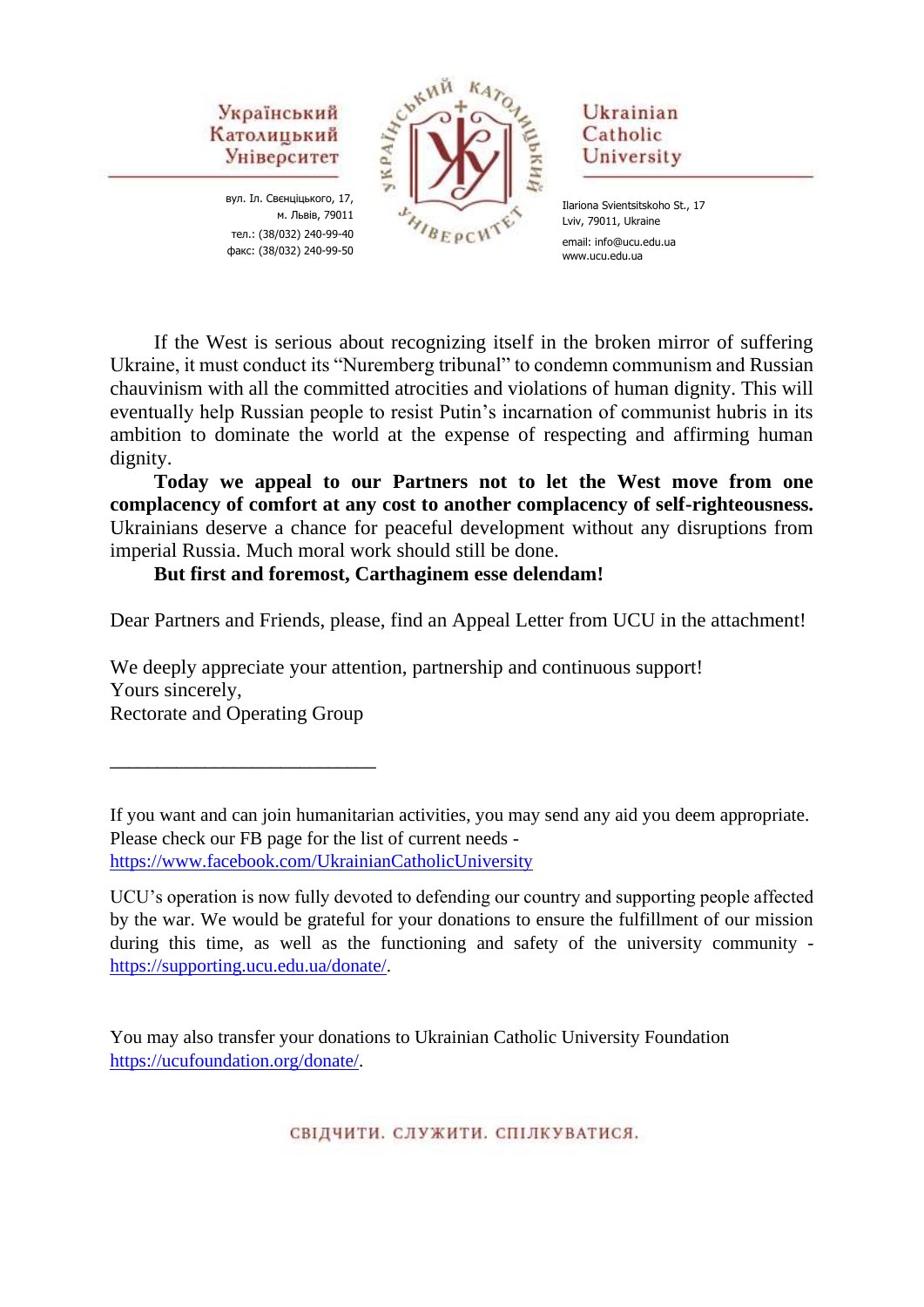Український Католицький Університет

вул. Іл. Свєнціцького, 17,
м. Львів, 79011
тел.: (38/032) 240-99-40
факс: (38/032) 240-99-50

Ukrainian Catholic University

Ilariona Svientsitskoho St., 17
Lviv, 79011, Ukraine
email: info@ucu.edu.ua
www.ucu.edu.ua

If the West is serious about recognizing itself in the broken mirror of suffering Ukraine, it must conduct its "Nuremberg tribunal" to condemn communism and Russian chauvinism with all the committed atrocities and violations of human dignity. This will eventually help Russian people to resist Putin's incarnation of communist hubris in its ambition to dominate the world at the expense of respecting and affirming human dignity.

**Today we appeal to our Partners not to let the West move from one complacency of comfort at any cost to another complacency of self-righteousness.** Ukrainians deserve a chance for peaceful development without any disruptions from imperial Russia. Much moral work should still be done.

**But first and foremost, Carthaginem esse delendam!**

Dear Partners and Friends, please, find an Appeal Letter from UCU in the attachment!

We deeply appreciate your attention, partnership and continuous support!
Yours sincerely,
Rectorate and Operating Group

---

If you want and can join humanitarian activities, you may send any aid you deem appropriate. Please check our FB page for the list of current needs - https://www.facebook.com/UkrainianCatholicUniversity

UCU's operation is now fully devoted to defending our country and supporting people affected by the war. We would be grateful for your donations to ensure the fulfillment of our mission during this time, as well as the functioning and safety of the university community - https://supporting.ucu.edu.ua/donate/.

You may also transfer your donations to Ukrainian Catholic University Foundation https://ucufoundation.org/donate/.

СВІДЧИТИ. СЛУЖИТИ. СПІЛКУВАТИСЯ.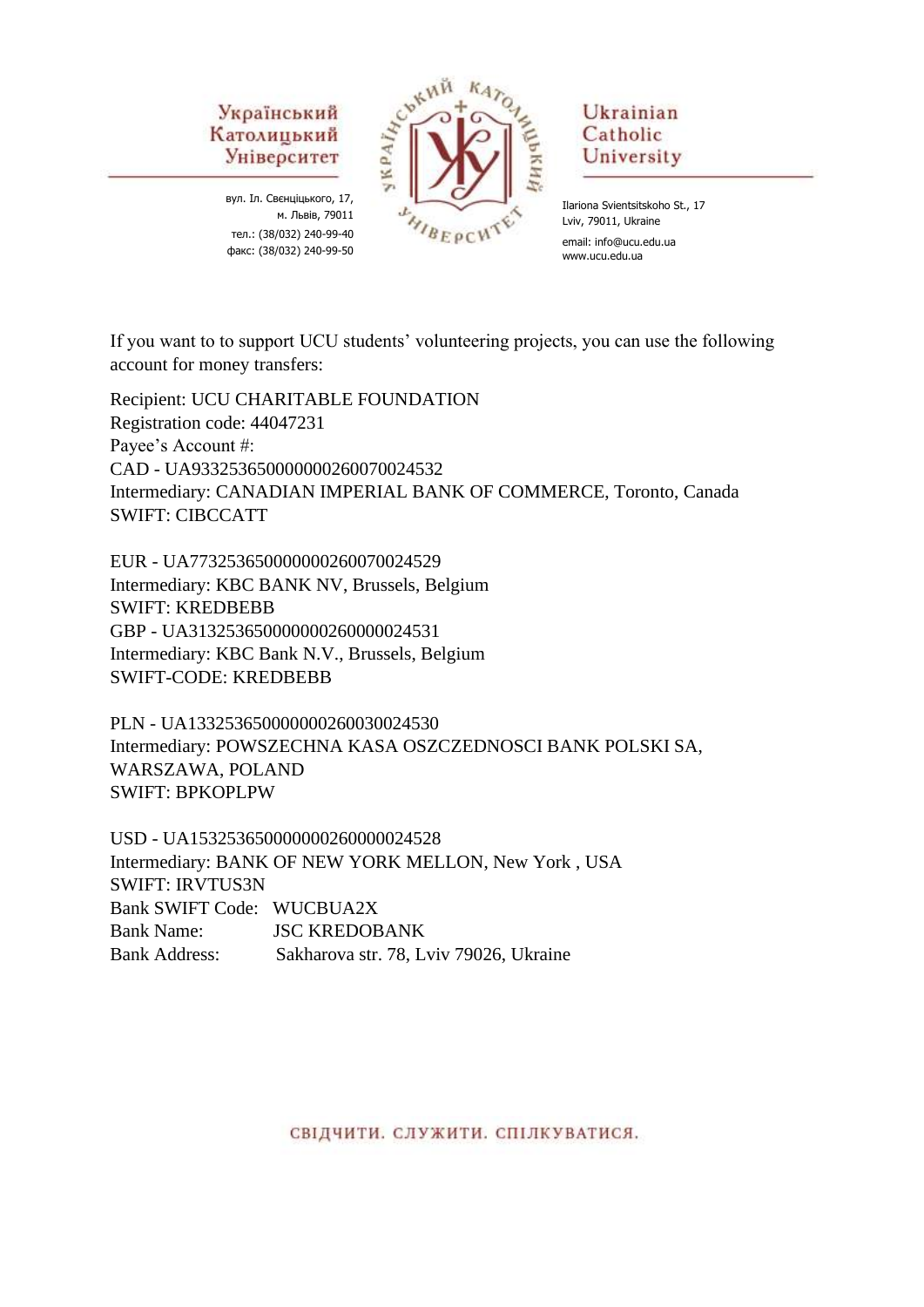Український Католицький Університет

вул. Іл. Свєнціцького, 17,
м. Львів, 79011
тел.: (38/032) 240-99-40
факс: (38/032) 240-99-50

Ukrainian Catholic University

Ilariona Svientsitskoho St., 17
Lviv, 79011, Ukraine
email: info@ucu.edu.ua
www.ucu.edu.ua

If you want to to support UCU students' volunteering projects, you can use the following account for money transfers:

Recipient: UCU CHARITABLE FOUNDATION
Registration code: 44047231
Payee's Account #:
CAD - UA933253650000000260070024532
Intermediary: CANADIAN IMPERIAL BANK OF COMMERCE, Toronto, Canada
SWIFT: CIBCCATT

EUR - UA773253650000000260070024529
Intermediary: KBC BANK NV, Brussels, Belgium
SWIFT: KREDBEBB
GBP - UA313253650000000260000024531
Intermediary: KBC Bank N.V., Brussels, Belgium
SWIFT-CODE: KREDBEBB

PLN - UA133253650000000260030024530
Intermediary: POWSZECHNA KASA OSZCZEDNOSCI BANK POLSKI SA, WARSZAWA, POLAND
SWIFT: BPKOPLPW

USD - UA153253650000000260000024528
Intermediary: BANK OF NEW YORK MELLON, New York , USA
SWIFT: IRVTUS3N
Bank SWIFT Code: WUCBUA2X
Bank Name: JSC KREDOBANK
Bank Address: Sakharova str. 78, Lviv 79026, Ukraine

СВІДЧИТИ. СЛУЖИТИ. СПІЛКУВАТИСЯ.